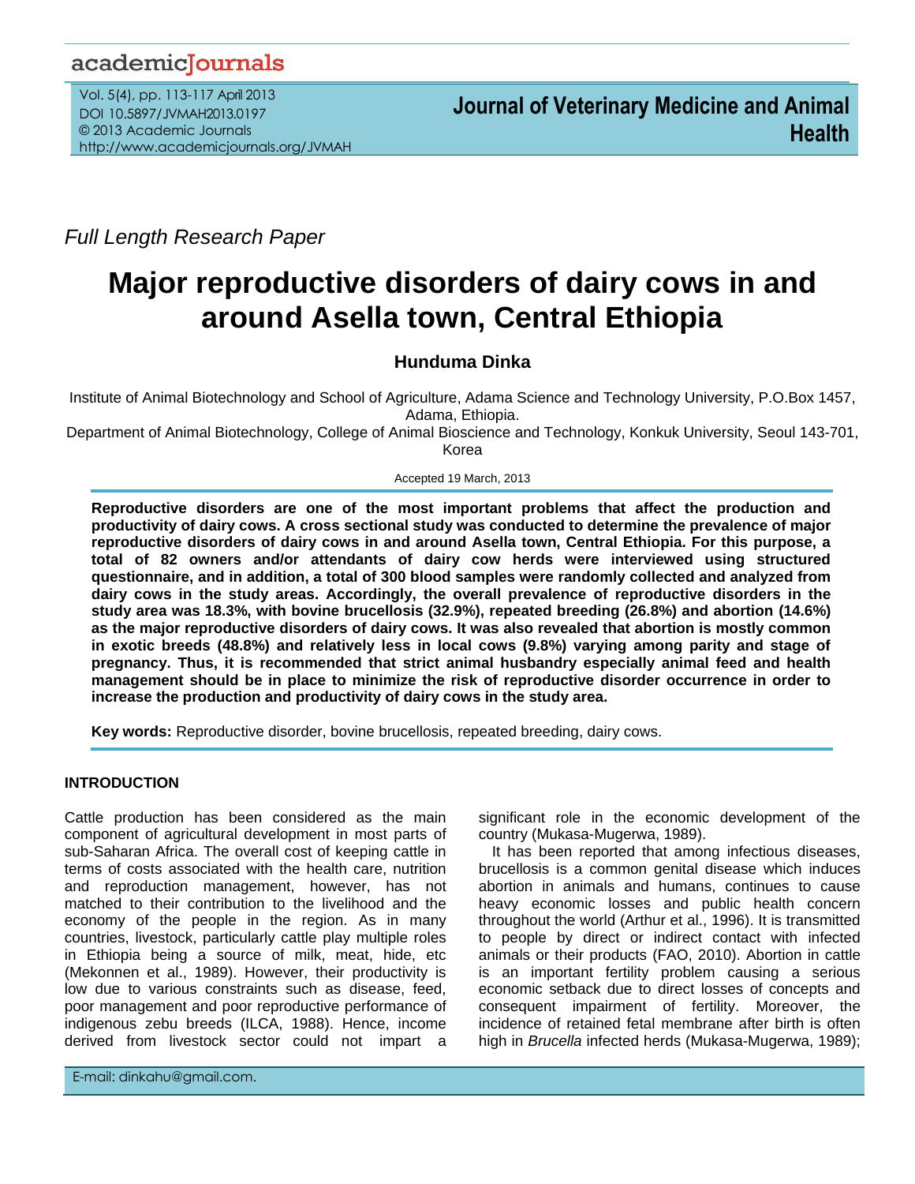*Full Length Research Paper*

# Major reproductive disorders of dairy cows in and around Asella town, Central Ethiopia

**Hunduma Dinka**

Institute of Animal Biotechnology and School of Agriculture, Adama Science and Technology University, P.O.Box 1457, Adama, Ethiopia.

Department of Animal Biotechnology, College of Animal Bioscience and Technology, Konkuk University, Seoul 143-701, Korea

Accepted 19 March, 2013

**Reproductive disorders are one of the most important problems that affect the production and productivity of dairy cows. A cross sectional study was conducted to determine the prevalence of major reproductive disorders of dairy cows in and around Asella town, Central Ethiopia. For this purpose, a total of 82 owners and/or attendants of dairy cow herds were interviewed using structured questionnaire, and in addition, a total of 300 blood samples were randomly collected and analyzed from dairy cows in the study areas. Accordingly, the overall prevalence of reproductive disorders in the study area was 18.3%, with bovine brucellosis (32.9%), repeated breeding (26.8%) and abortion (14.6%) as the major reproductive disorders of dairy cows. It was also revealed that abortion is mostly common in exotic breeds (48.8%) and relatively less in local cows (9.8%) varying among parity and stage of pregnancy. Thus, it is recommended that strict animal husbandry especially animal feed and health management should be in place to minimize the risk of reproductive disorder occurrence in order to increase the production and productivity of dairy cows in the study area.**

**Key words:** Reproductive disorder, bovine brucellosis, repeated breeding, dairy cows.

## INTRODUCTION

Cattle production has been considered as the main component of agricultural development in most parts of sub-Saharan Africa. The overall cost of keeping cattle in terms of costs associated with the health care, nutrition and reproduction management, however, has not matched to their contribution to the livelihood and the economy of the people in the region. As in many countries, livestock, particularly cattle play multiple roles in Ethiopia being a source of milk, meat, hide, etc (Mekonnen et al., 1989). However, their productivity is low due to various constraints such as disease, feed, poor management and poor reproductive performance of indigenous zebu breeds (ILCA, 1988). Hence, income derived from livestock sector could not impart a significant role in the economic development of the country (Mukasa-Mugerwa, 1989).

It has been reported that among infectious diseases, brucellosis is a common genital disease which induces abortion in animals and humans, continues to cause heavy economic losses and public health concern throughout the world (Arthur et al., 1996). It is transmitted to people by direct or indirect contact with infected animals or their products (FAO, 2010). Abortion in cattle is an important fertility problem causing a serious economic setback due to direct losses of concepts and consequent impairment of fertility. Moreover, the incidence of retained fetal membrane after birth is often high in *Brucella* infected herds (Mukasa-Mugerwa, 1989);

E-mail: dinkahu@gmail.com.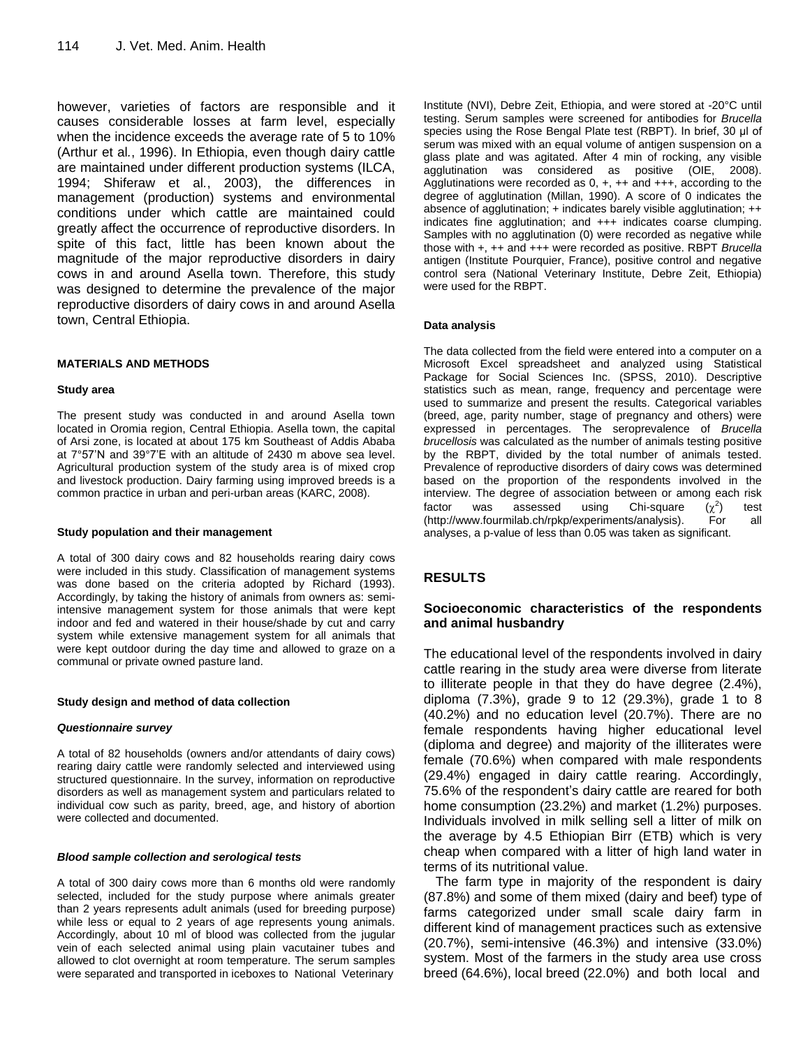however, varieties of factors are responsible and it causes considerable losses at farm level, especially when the incidence exceeds the average rate of 5 to 10% (Arthur et al., 1996). In Ethiopia, even though dairy cattle are maintained under different production systems (ILCA, 1994; Shiferaw et al., 2003), the differences in management (production) systems and environmental conditions under which cattle are maintained could greatly affect the occurrence of reproductive disorders. In spite of this fact, little has been known about the magnitude of the major reproductive disorders in dairy cows in and around Asella town. Therefore, this study was designed to determine the prevalence of the major reproductive disorders of dairy cows in and around Asella town, Central Ethiopia.

## MATERIALS AND METHODS

### Study area

The present study was conducted in and around Asella town located in Oromia region, Central Ethiopia. Asella town, the capital of Arsi zone, is located at about 175 km Southeast of Addis Ababa at 7°57'N and 39°7'E with an altitude of 2430 m above sea level. Agricultural production system of the study area is of mixed crop and livestock production. Dairy farming using improved breeds is a common practice in urban and peri-urban areas (KARC, 2008).

### Study population and their management

A total of 300 dairy cows and 82 households rearing dairy cows were included in this study. Classification of management systems was done based on the criteria adopted by Richard (1993). Accordingly, by taking the history of animals from owners as: semi-intensive management system for those animals that were kept indoor and fed and watered in their house/shade by cut and carry system while extensive management system for all animals that were kept outdoor during the day time and allowed to graze on a communal or private owned pasture land.

### Study design and method of data collection

#### *Questionnaire survey*

A total of 82 households (owners and/or attendants of dairy cows) rearing dairy cattle were randomly selected and interviewed using structured questionnaire. In the survey, information on reproductive disorders as well as management system and particulars related to individual cow such as parity, breed, age, and history of abortion were collected and documented.

#### *Blood sample collection and serological tests*

A total of 300 dairy cows more than 6 months old were randomly selected, included for the study purpose where animals greater than 2 years represents adult animals (used for breeding purpose) while less or equal to 2 years of age represents young animals. Accordingly, about 10 ml of blood was collected from the jugular vein of each selected animal using plain vacutainer tubes and allowed to clot overnight at room temperature. The serum samples were separated and transported in iceboxes to National Veterinary Institute (NVI), Debre Zeit, Ethiopia, and were stored at -20°C until testing. Serum samples were screened for antibodies for *Brucella* species using the Rose Bengal Plate test (RBPT). In brief, 30 µl of serum was mixed with an equal volume of antigen suspension on a glass plate and was agitated. After 4 min of rocking, any visible agglutination was considered as positive (OIE, 2008). Agglutinations were recorded as 0, +, ++ and +++, according to the degree of agglutination (Millan, 1990). A score of 0 indicates the absence of agglutination; + indicates barely visible agglutination; ++ indicates fine agglutination; and +++ indicates coarse clumping. Samples with no agglutination (0) were recorded as negative while those with +, ++ and +++ were recorded as positive. RBPT *Brucella* antigen (Institute Pourquier, France), positive control and negative control sera (National Veterinary Institute, Debre Zeit, Ethiopia) were used for the RBPT.

### Data analysis

The data collected from the field were entered into a computer on a Microsoft Excel spreadsheet and analyzed using Statistical Package for Social Sciences Inc. (SPSS, 2010). Descriptive statistics such as mean, range, frequency and percentage were used to summarize and present the results. Categorical variables (breed, age, parity number, stage of pregnancy and others) were expressed in percentages. The seroprevalence of *Brucella brucellosis* was calculated as the number of animals testing positive by the RBPT, divided by the total number of animals tested. Prevalence of reproductive disorders of dairy cows was determined based on the proportion of the respondents involved in the interview. The degree of association between or among each risk factor was assessed using Chi-square ($\chi^2$) test (http://www.fourmilab.ch/rpkp/experiments/analysis). For all analyses, a p-value of less than 0.05 was taken as significant.

## RESULTS

### Socioeconomic characteristics of the respondents and animal husbandry

The educational level of the respondents involved in dairy cattle rearing in the study area were diverse from literate to illiterate people in that they do have degree (2.4%), diploma (7.3%), grade 9 to 12 (29.3%), grade 1 to 8 (40.2%) and no education level (20.7%). There are no female respondents having higher educational level (diploma and degree) and majority of the illiterates were female (70.6%) when compared with male respondents (29.4%) engaged in dairy cattle rearing. Accordingly, 75.6% of the respondent's dairy cattle are reared for both home consumption (23.2%) and market (1.2%) purposes. Individuals involved in milk selling sell a litter of milk on the average by 4.5 Ethiopian Birr (ETB) which is very cheap when compared with a litter of high land water in terms of its nutritional value.

The farm type in majority of the respondent is dairy (87.8%) and some of them mixed (dairy and beef) type of farms categorized under small scale dairy farm in different kind of management practices such as extensive (20.7%), semi-intensive (46.3%) and intensive (33.0%) system. Most of the farmers in the study area use cross breed (64.6%), local breed (22.0%) and both local and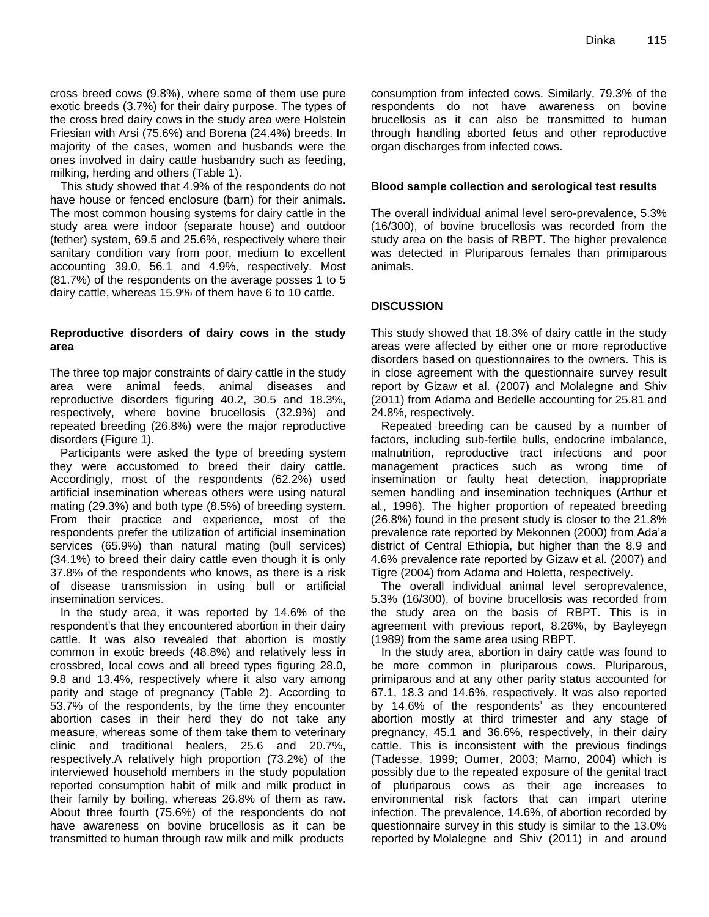cross breed cows (9.8%), where some of them use pure exotic breeds (3.7%) for their dairy purpose. The types of the cross bred dairy cows in the study area were Holstein Friesian with Arsi (75.6%) and Borena (24.4%) breeds. In majority of the cases, women and husbands were the ones involved in dairy cattle husbandry such as feeding, milking, herding and others (Table 1).

This study showed that 4.9% of the respondents do not have house or fenced enclosure (barn) for their animals. The most common housing systems for dairy cattle in the study area were indoor (separate house) and outdoor (tether) system, 69.5 and 25.6%, respectively where their sanitary condition vary from poor, medium to excellent accounting 39.0, 56.1 and 4.9%, respectively. Most (81.7%) of the respondents on the average posses 1 to 5 dairy cattle, whereas 15.9% of them have 6 to 10 cattle.

### Reproductive disorders of dairy cows in the study area

The three top major constraints of dairy cattle in the study area were animal feeds, animal diseases and reproductive disorders figuring 40.2, 30.5 and 18.3%, respectively, where bovine brucellosis (32.9%) and repeated breeding (26.8%) were the major reproductive disorders (Figure 1).

Participants were asked the type of breeding system they were accustomed to breed their dairy cattle. Accordingly, most of the respondents (62.2%) used artificial insemination whereas others were using natural mating (29.3%) and both type (8.5%) of breeding system. From their practice and experience, most of the respondents prefer the utilization of artificial insemination services (65.9%) than natural mating (bull services) (34.1%) to breed their dairy cattle even though it is only 37.8% of the respondents who knows, as there is a risk of disease transmission in using bull or artificial insemination services.

In the study area, it was reported by 14.6% of the respondent's that they encountered abortion in their dairy cattle. It was also revealed that abortion is mostly common in exotic breeds (48.8%) and relatively less in crossbred, local cows and all breed types figuring 28.0, 9.8 and 13.4%, respectively where it also vary among parity and stage of pregnancy (Table 2). According to 53.7% of the respondents, by the time they encounter abortion cases in their herd they do not take any measure, whereas some of them take them to veterinary clinic and traditional healers, 25.6 and 20.7%, respectively.A relatively high proportion (73.2%) of the interviewed household members in the study population reported consumption habit of milk and milk product in their family by boiling, whereas 26.8% of them as raw. About three fourth (75.6%) of the respondents do not have awareness on bovine brucellosis as it can be transmitted to human through raw milk and milk products consumption from infected cows. Similarly, 79.3% of the respondents do not have awareness on bovine brucellosis as it can also be transmitted to human through handling aborted fetus and other reproductive organ discharges from infected cows.

### Blood sample collection and serological test results

The overall individual animal level sero-prevalence, 5.3% (16/300), of bovine brucellosis was recorded from the study area on the basis of RBPT. The higher prevalence was detected in Pluriparous females than primiparous animals.

## DISCUSSION

This study showed that 18.3% of dairy cattle in the study areas were affected by either one or more reproductive disorders based on questionnaires to the owners. This is in close agreement with the questionnaire survey result report by Gizaw et al. (2007) and Molalegne and Shiv (2011) from Adama and Bedelle accounting for 25.81 and 24.8%, respectively.

Repeated breeding can be caused by a number of factors, including sub-fertile bulls, endocrine imbalance, malnutrition, reproductive tract infections and poor management practices such as wrong time of insemination or faulty heat detection, inappropriate semen handling and insemination techniques (Arthur et al., 1996). The higher proportion of repeated breeding (26.8%) found in the present study is closer to the 21.8% prevalence rate reported by Mekonnen (2000) from Ada'a district of Central Ethiopia, but higher than the 8.9 and 4.6% prevalence rate reported by Gizaw et al. (2007) and Tigre (2004) from Adama and Holetta, respectively.

The overall individual animal level seroprevalence, 5.3% (16/300), of bovine brucellosis was recorded from the study area on the basis of RBPT. This is in agreement with previous report, 8.26%, by Bayleyegn (1989) from the same area using RBPT.

In the study area, abortion in dairy cattle was found to be more common in pluriparous cows. Pluriparous, primiparous and at any other parity status accounted for 67.1, 18.3 and 14.6%, respectively. It was also reported by 14.6% of the respondents' as they encountered abortion mostly at third trimester and any stage of pregnancy, 45.1 and 36.6%, respectively, in their dairy cattle. This is inconsistent with the previous findings (Tadesse, 1999; Oumer, 2003; Mamo, 2004) which is possibly due to the repeated exposure of the genital tract of pluriparous cows as their age increases to environmental risk factors that can impart uterine infection. The prevalence, 14.6%, of abortion recorded by questionnaire survey in this study is similar to the 13.0% reported by Molalegne and Shiv (2011) in and around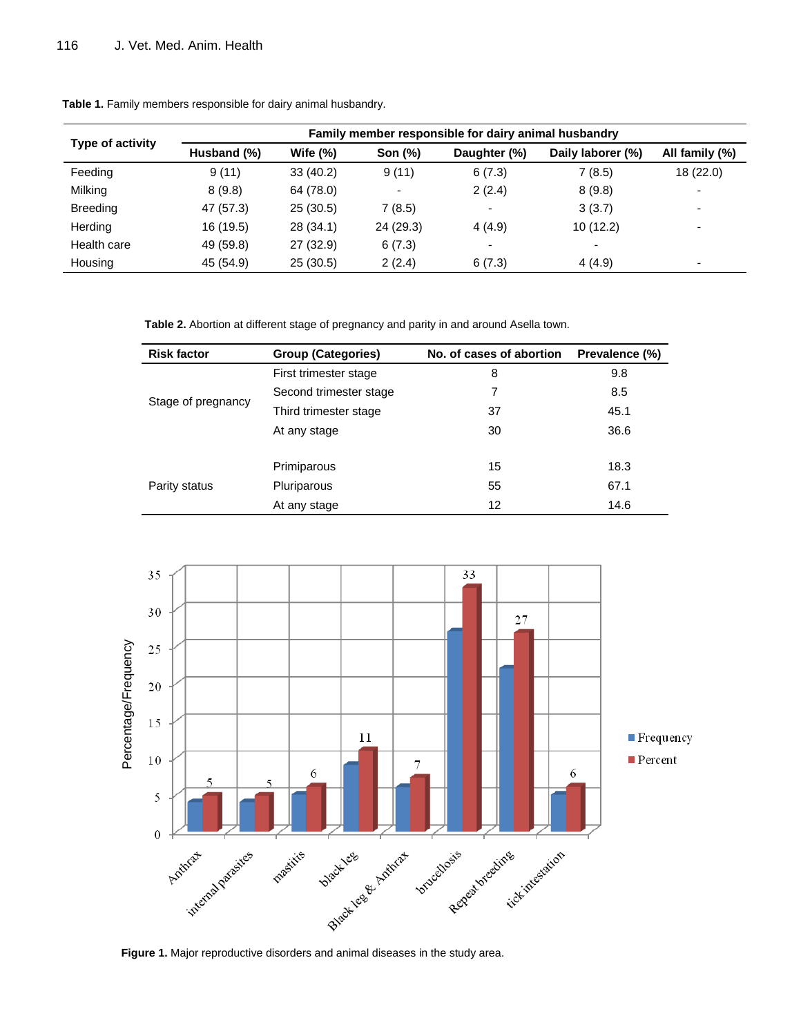**Table 1.** Family members responsible for dairy animal husbandry.

| Type of activity | Family member responsible for dairy animal husbandry | | | | | |
|---|---|---|---|---|---|---|
| | Husband (%) | Wife (%) | Son (%) | Daughter (%) | Daily laborer (%) | All family (%) |
| Feeding | 9 (11) | 33 (40.2) | 9 (11) | 6 (7.3) | 7 (8.5) | 18 (22.0) |
| Milking | 8 (9.8) | 64 (78.0) | - | 2 (2.4) | 8 (9.8) | - |
| Breeding | 47 (57.3) | 25 (30.5) | 7 (8.5) | - | 3 (3.7) | - |
| Herding | 16 (19.5) | 28 (34.1) | 24 (29.3) | 4 (4.9) | 10 (12.2) | - |
| Health care | 49 (59.8) | 27 (32.9) | 6 (7.3) | - | - | |
| Housing | 45 (54.9) | 25 (30.5) | 2 (2.4) | 6 (7.3) | 4 (4.9) | - |

**Table 2.** Abortion at different stage of pregnancy and parity in and around Asella town.

| Risk factor | Group (Categories) | No. of cases of abortion | Prevalence (%) |
|---|---|---|---|
| Stage of pregnancy | First trimester stage | 8 | 9.8 |
| | Second trimester stage | 7 | 8.5 |
| | Third trimester stage | 37 | 45.1 |
| | At any stage | 30 | 36.6 |
| Parity status | Primiparous | 15 | 18.3 |
| | Pluriparous | 55 | 67.1 |
| | At any stage | 12 | 14.6 |

**Figure 1.** Major reproductive disorders and animal diseases in the study area.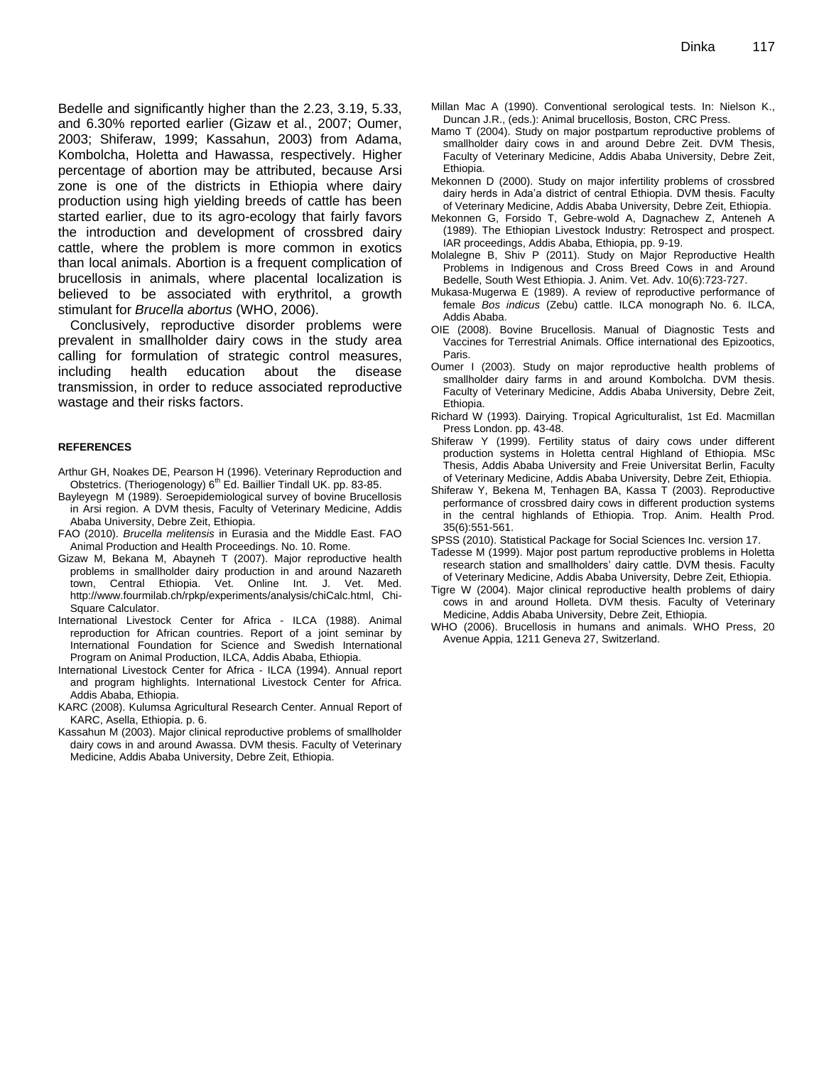Bedelle and significantly higher than the 2.23, 3.19, 5.33, and 6.30% reported earlier (Gizaw et al., 2007; Oumer, 2003; Shiferaw, 1999; Kassahun, 2003) from Adama, Kombolcha, Holetta and Hawassa, respectively. Higher percentage of abortion may be attributed, because Arsi zone is one of the districts in Ethiopia where dairy production using high yielding breeds of cattle has been started earlier, due to its agro-ecology that fairly favors the introduction and development of crossbred dairy cattle, where the problem is more common in exotics than local animals. Abortion is a frequent complication of brucellosis in animals, where placental localization is believed to be associated with erythritol, a growth stimulant for *Brucella abortus* (WHO, 2006).

Conclusively, reproductive disorder problems were prevalent in smallholder dairy cows in the study area calling for formulation of strategic control measures, including health education about the disease transmission, in order to reduce associated reproductive wastage and their risks factors.

## REFERENCES

Arthur GH, Noakes DE, Pearson H (1996). Veterinary Reproduction and Obstetrics. (Theriogenology) 6th Ed. Baillier Tindall UK. pp. 83-85.

Bayleyegn M (1989). Seroepidemiological survey of bovine Brucellosis in Arsi region. A DVM thesis, Faculty of Veterinary Medicine, Addis Ababa University, Debre Zeit, Ethiopia.

FAO (2010). *Brucella melitensis* in Eurasia and the Middle East. FAO Animal Production and Health Proceedings. No. 10. Rome.

Gizaw M, Bekana M, Abayneh T (2007). Major reproductive health problems in smallholder dairy production in and around Nazareth town, Central Ethiopia. Vet. Online Int. J. Vet. Med. http://www.fourmilab.ch/rpkp/experiments/analysis/chiCalc.html, Chi-Square Calculator.

International Livestock Center for Africa - ILCA (1988). Animal reproduction for African countries. Report of a joint seminar by International Foundation for Science and Swedish International Program on Animal Production, ILCA, Addis Ababa, Ethiopia.

International Livestock Center for Africa - ILCA (1994). Annual report and program highlights. International Livestock Center for Africa. Addis Ababa, Ethiopia.

KARC (2008). Kulumsa Agricultural Research Center. Annual Report of KARC, Asella, Ethiopia. p. 6.

Kassahun M (2003). Major clinical reproductive problems of smallholder dairy cows in and around Awassa. DVM thesis. Faculty of Veterinary Medicine, Addis Ababa University, Debre Zeit, Ethiopia.

Millan Mac A (1990). Conventional serological tests. In: Nielson K., Duncan J.R., (eds.): Animal brucellosis, Boston, CRC Press.

Mamo T (2004). Study on major postpartum reproductive problems of smallholder dairy cows in and around Debre Zeit. DVM Thesis, Faculty of Veterinary Medicine, Addis Ababa University, Debre Zeit, Ethiopia.

Mekonnen D (2000). Study on major infertility problems of crossbred dairy herds in Ada'a district of central Ethiopia. DVM thesis. Faculty of Veterinary Medicine, Addis Ababa University, Debre Zeit, Ethiopia.

Mekonnen G, Forsido T, Gebre-wold A, Dagnachew Z, Anteneh A (1989). The Ethiopian Livestock Industry: Retrospect and prospect. IAR proceedings, Addis Ababa, Ethiopia, pp. 9-19.

Molalegne B, Shiv P (2011). Study on Major Reproductive Health Problems in Indigenous and Cross Breed Cows in and Around Bedelle, South West Ethiopia. J. Anim. Vet. Adv. 10(6):723-727.

Mukasa-Mugerwa E (1989). A review of reproductive performance of female *Bos indicus* (Zebu) cattle. ILCA monograph No. 6. ILCA, Addis Ababa.

OIE (2008). Bovine Brucellosis. Manual of Diagnostic Tests and Vaccines for Terrestrial Animals. Office international des Epizootics, Paris.

Oumer I (2003). Study on major reproductive health problems of smallholder dairy farms in and around Kombolcha. DVM thesis. Faculty of Veterinary Medicine, Addis Ababa University, Debre Zeit, Ethiopia.

Richard W (1993). Dairying. Tropical Agriculturalist, 1st Ed. Macmillan Press London. pp. 43-48.

Shiferaw Y (1999). Fertility status of dairy cows under different production systems in Holetta central Highland of Ethiopia. MSc Thesis, Addis Ababa University and Freie Universitat Berlin, Faculty of Veterinary Medicine, Addis Ababa University, Debre Zeit, Ethiopia.

Shiferaw Y, Bekena M, Tenhagen BA, Kassa T (2003). Reproductive performance of crossbred dairy cows in different production systems in the central highlands of Ethiopia. Trop. Anim. Health Prod. 35(6):551-561.

SPSS (2010). Statistical Package for Social Sciences Inc. version 17.

Tadesse M (1999). Major post partum reproductive problems in Holetta research station and smallholders' dairy cattle. DVM thesis. Faculty of Veterinary Medicine, Addis Ababa University, Debre Zeit, Ethiopia.

Tigre W (2004). Major clinical reproductive health problems of dairy cows in and around Holleta. DVM thesis. Faculty of Veterinary Medicine, Addis Ababa University, Debre Zeit, Ethiopia.

WHO (2006). Brucellosis in humans and animals. WHO Press, 20 Avenue Appia, 1211 Geneva 27, Switzerland.